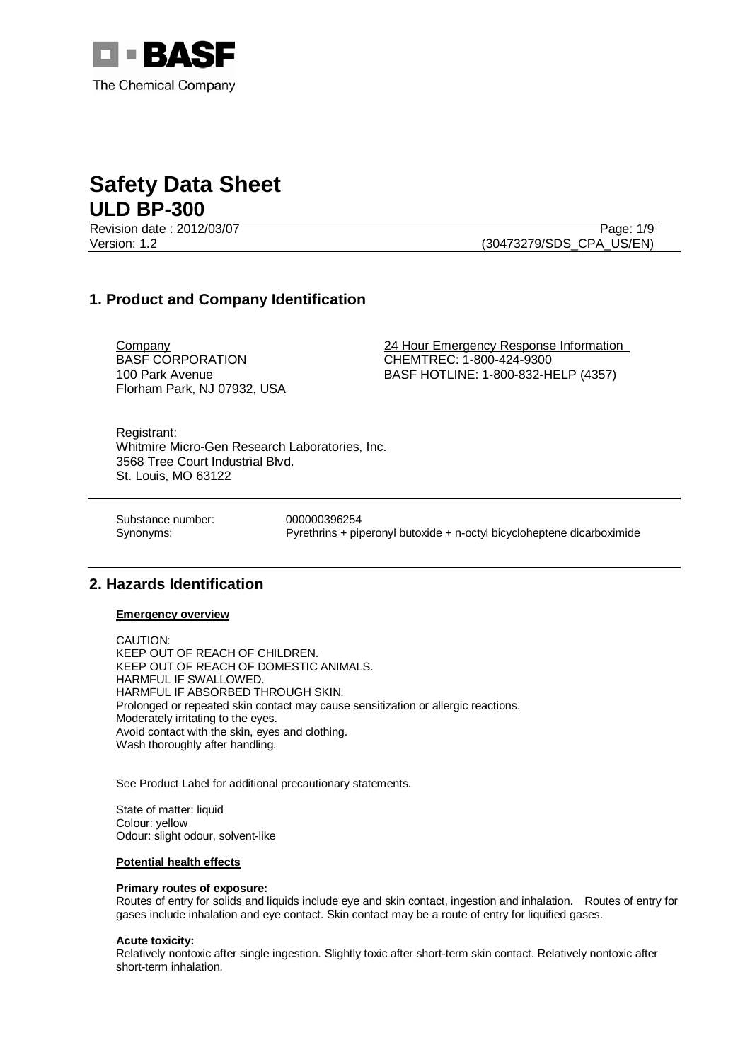# Safety Data Sheet

## ULD BP-300

Revision date : 2012/03/07

Version: 1.2

(30473279/SDS_CPA_US/EN)

## 1. Product and Company Identification

Company
BASF CORPORATION
100 Park Avenue
Florham Park, NJ 07932, USA

24 Hour Emergency Response Information
CHEMTREC: 1-800-424-9300
BASF HOTLINE: 1-800-832-HELP (4357)

Registrant:
Whitmire Micro-Gen Research Laboratories, Inc.
3568 Tree Court Industrial Blvd.
St. Louis, MO 63122

Substance number: 000000396254
Synonyms: Pyrethrins + piperonyl butoxide + n-octyl bicycloheptene dicarboximide

## 2. Hazards Identification

**Emergency overview**

CAUTION:
KEEP OUT OF REACH OF CHILDREN.
KEEP OUT OF REACH OF DOMESTIC ANIMALS.
HARMFUL IF SWALLOWED.
HARMFUL IF ABSORBED THROUGH SKIN.
Prolonged or repeated skin contact may cause sensitization or allergic reactions.
Moderately irritating to the eyes.
Avoid contact with the skin, eyes and clothing.
Wash thoroughly after handling.

See Product Label for additional precautionary statements.

State of matter: liquid
Colour: yellow
Odour: slight odour, solvent-like

**Potential health effects**

**Primary routes of exposure:**
Routes of entry for solids and liquids include eye and skin contact, ingestion and inhalation. Routes of entry for gases include inhalation and eye contact. Skin contact may be a route of entry for liquified gases.

**Acute toxicity:**
Relatively nontoxic after single ingestion. Slightly toxic after short-term skin contact. Relatively nontoxic after short-term inhalation.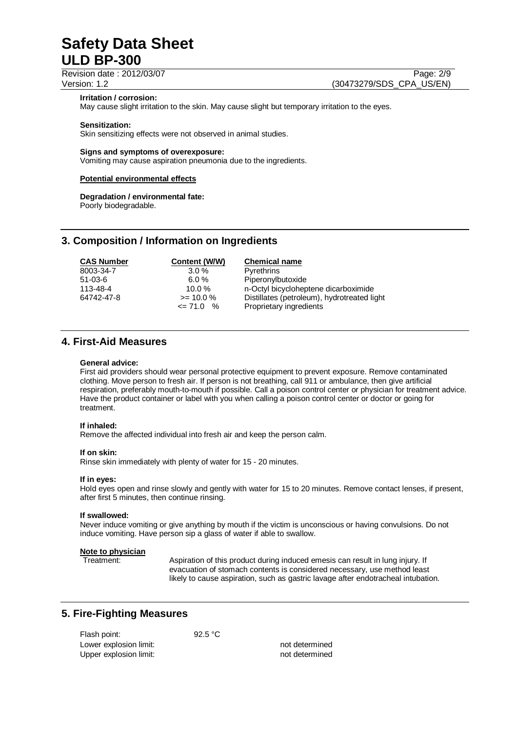**Irritation / corrosion:**
May cause slight irritation to the skin. May cause slight but temporary irritation to the eyes.

**Sensitization:**
Skin sensitizing effects were not observed in animal studies.

**Signs and symptoms of overexposure:**
Vomiting may cause aspiration pneumonia due to the ingredients.

**Potential environmental effects**

**Degradation / environmental fate:**
Poorly biodegradable.

## 3. Composition / Information on Ingredients

| CAS Number | Content (W/W) | Chemical name |
|---|---|---|
| 8003-34-7 | 3.0 % | Pyrethrins |
| 51-03-6 | 6.0 % | Piperonylbutoxide |
| 113-48-4 | 10.0 % | n-Octyl bicycloheptene dicarboximide |
| 64742-47-8 | >= 10.0 % | Distillates (petroleum), hydrotreated light |
| | <= 71.0 % | Proprietary ingredients |

## 4. First-Aid Measures

**General advice:**
First aid providers should wear personal protective equipment to prevent exposure. Remove contaminated clothing. Move person to fresh air. If person is not breathing, call 911 or ambulance, then give artificial respiration, preferably mouth-to-mouth if possible. Call a poison control center or physician for treatment advice. Have the product container or label with you when calling a poison control center or doctor or going for treatment.

**If inhaled:**
Remove the affected individual into fresh air and keep the person calm.

**If on skin:**
Rinse skin immediately with plenty of water for 15 - 20 minutes.

**If in eyes:**
Hold eyes open and rinse slowly and gently with water for 15 to 20 minutes. Remove contact lenses, if present, after first 5 minutes, then continue rinsing.

**If swallowed:**
Never induce vomiting or give anything by mouth if the victim is unconscious or having convulsions. Do not induce vomiting. Have person sip a glass of water if able to swallow.

**Note to physician**

Treatment: Aspiration of this product during induced emesis can result in lung injury. If evacuation of stomach contents is considered necessary, use method least likely to cause aspiration, such as gastric lavage after endotracheal intubation.

## 5. Fire-Fighting Measures

| | |
|---|---|
| Flash point: | 92.5 °C |
| Lower explosion limit: | not determined |
| Upper explosion limit: | not determined |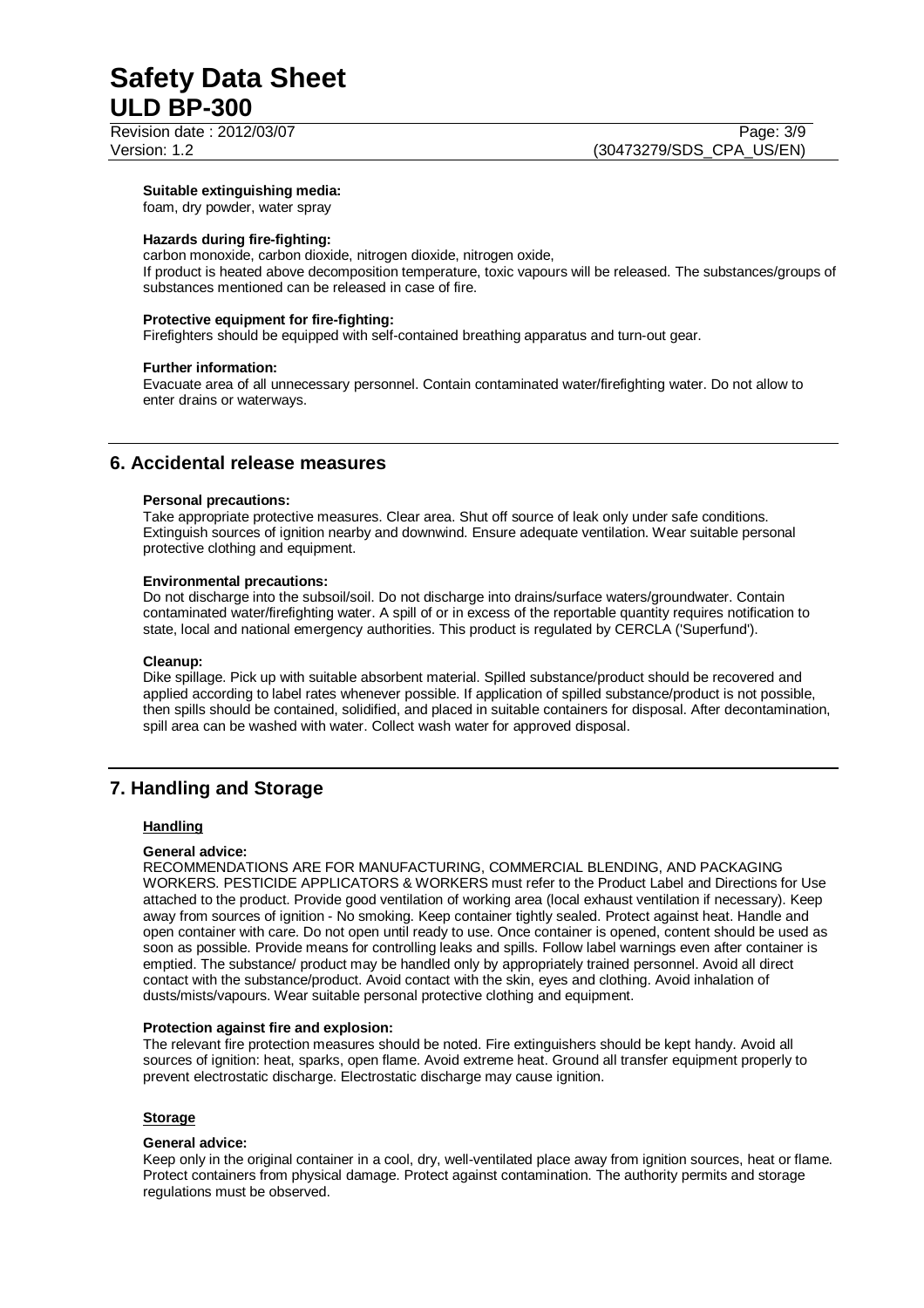**Suitable extinguishing media:**
foam, dry powder, water spray

**Hazards during fire-fighting:**
carbon monoxide, carbon dioxide, nitrogen dioxide, nitrogen oxide,
If product is heated above decomposition temperature, toxic vapours will be released. The substances/groups of substances mentioned can be released in case of fire.

**Protective equipment for fire-fighting:**
Firefighters should be equipped with self-contained breathing apparatus and turn-out gear.

**Further information:**
Evacuate area of all unnecessary personnel. Contain contaminated water/firefighting water. Do not allow to enter drains or waterways.

## 6. Accidental release measures

**Personal precautions:**
Take appropriate protective measures. Clear area. Shut off source of leak only under safe conditions. Extinguish sources of ignition nearby and downwind. Ensure adequate ventilation. Wear suitable personal protective clothing and equipment.

**Environmental precautions:**
Do not discharge into the subsoil/soil. Do not discharge into drains/surface waters/groundwater. Contain contaminated water/firefighting water. A spill of or in excess of the reportable quantity requires notification to state, local and national emergency authorities. This product is regulated by CERCLA ('Superfund').

**Cleanup:**
Dike spillage. Pick up with suitable absorbent material. Spilled substance/product should be recovered and applied according to label rates whenever possible. If application of spilled substance/product is not possible, then spills should be contained, solidified, and placed in suitable containers for disposal. After decontamination, spill area can be washed with water. Collect wash water for approved disposal.

## 7. Handling and Storage

### Handling

**General advice:**
RECOMMENDATIONS ARE FOR MANUFACTURING, COMMERCIAL BLENDING, AND PACKAGING WORKERS. PESTICIDE APPLICATORS & WORKERS must refer to the Product Label and Directions for Use attached to the product. Provide good ventilation of working area (local exhaust ventilation if necessary). Keep away from sources of ignition - No smoking. Keep container tightly sealed. Protect against heat. Handle and open container with care. Do not open until ready to use. Once container is opened, content should be used as soon as possible. Provide means for controlling leaks and spills. Follow label warnings even after container is emptied. The substance/ product may be handled only by appropriately trained personnel. Avoid all direct contact with the substance/product. Avoid contact with the skin, eyes and clothing. Avoid inhalation of dusts/mists/vapours. Wear suitable personal protective clothing and equipment.

**Protection against fire and explosion:**
The relevant fire protection measures should be noted. Fire extinguishers should be kept handy. Avoid all sources of ignition: heat, sparks, open flame. Avoid extreme heat. Ground all transfer equipment properly to prevent electrostatic discharge. Electrostatic discharge may cause ignition.

### Storage

**General advice:**
Keep only in the original container in a cool, dry, well-ventilated place away from ignition sources, heat or flame. Protect containers from physical damage. Protect against contamination. The authority permits and storage regulations must be observed.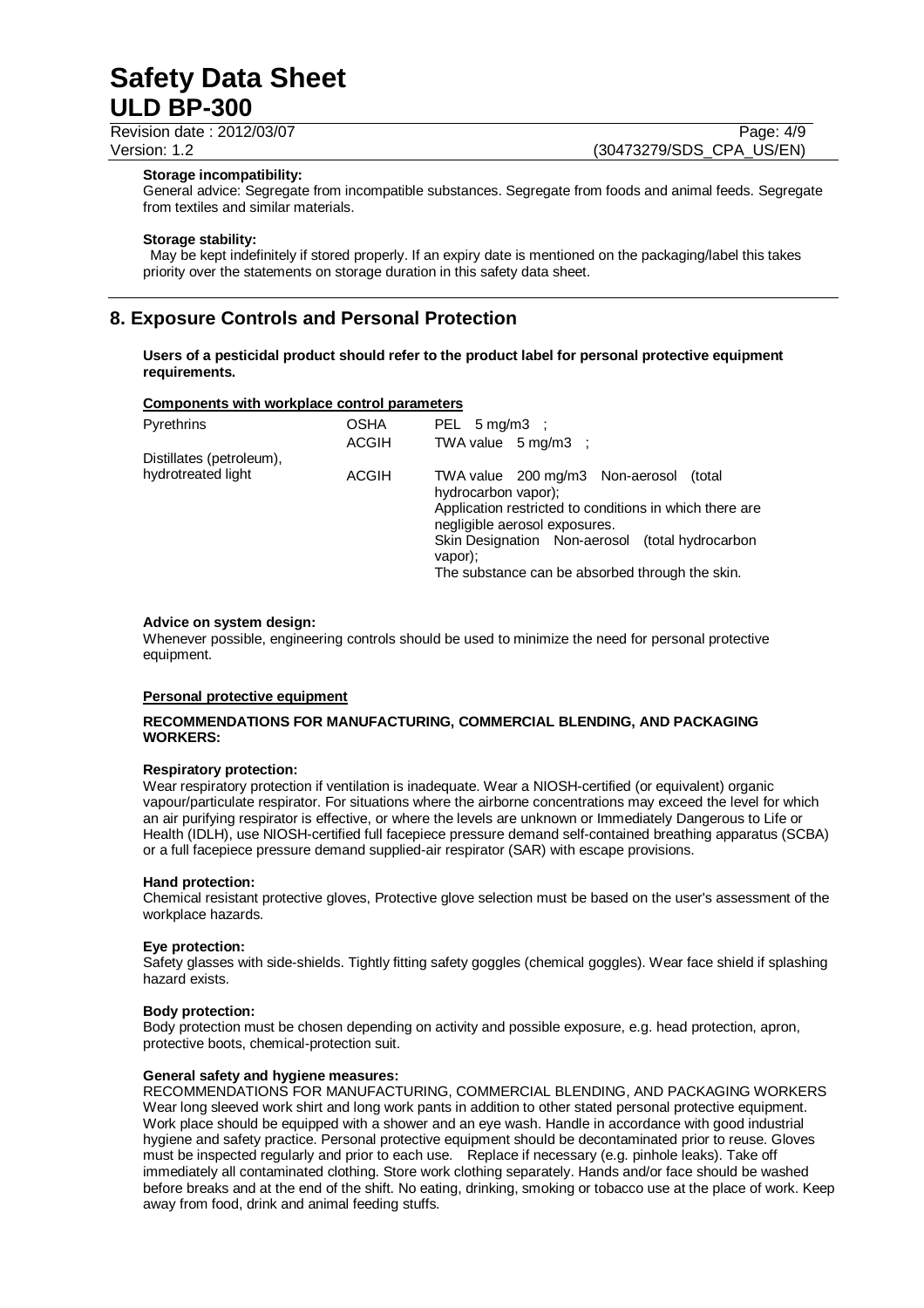**Storage incompatibility:**
General advice: Segregate from incompatible substances. Segregate from foods and animal feeds. Segregate from textiles and similar materials.

**Storage stability:**
May be kept indefinitely if stored properly. If an expiry date is mentioned on the packaging/label this takes priority over the statements on storage duration in this safety data sheet.

## 8. Exposure Controls and Personal Protection

**Users of a pesticidal product should refer to the product label for personal protective equipment requirements.**

**Components with workplace control parameters**

| | | |
|---|---|---|
| Pyrethrins | OSHA | PEL 5 mg/m3 ; |
| | ACGIH | TWA value 5 mg/m3 ; |
| Distillates (petroleum), hydrotreated light | ACGIH | TWA value 200 mg/m3 Non-aerosol (total hydrocarbon vapor); Application restricted to conditions in which there are negligible aerosol exposures. Skin Designation Non-aerosol (total hydrocarbon vapor); The substance can be absorbed through the skin. |

**Advice on system design:**
Whenever possible, engineering controls should be used to minimize the need for personal protective equipment.

**Personal protective equipment**

**RECOMMENDATIONS FOR MANUFACTURING, COMMERCIAL BLENDING, AND PACKAGING WORKERS:**

**Respiratory protection:**
Wear respiratory protection if ventilation is inadequate. Wear a NIOSH-certified (or equivalent) organic vapour/particulate respirator. For situations where the airborne concentrations may exceed the level for which an air purifying respirator is effective, or where the levels are unknown or Immediately Dangerous to Life or Health (IDLH), use NIOSH-certified full facepiece pressure demand self-contained breathing apparatus (SCBA) or a full facepiece pressure demand supplied-air respirator (SAR) with escape provisions.

**Hand protection:**
Chemical resistant protective gloves, Protective glove selection must be based on the user's assessment of the workplace hazards.

**Eye protection:**
Safety glasses with side-shields. Tightly fitting safety goggles (chemical goggles). Wear face shield if splashing hazard exists.

**Body protection:**
Body protection must be chosen depending on activity and possible exposure, e.g. head protection, apron, protective boots, chemical-protection suit.

**General safety and hygiene measures:**
RECOMMENDATIONS FOR MANUFACTURING, COMMERCIAL BLENDING, AND PACKAGING WORKERS Wear long sleeved work shirt and long work pants in addition to other stated personal protective equipment. Work place should be equipped with a shower and an eye wash. Handle in accordance with good industrial hygiene and safety practice. Personal protective equipment should be decontaminated prior to reuse. Gloves must be inspected regularly and prior to each use. Replace if necessary (e.g. pinhole leaks). Take off immediately all contaminated clothing. Store work clothing separately. Hands and/or face should be washed before breaks and at the end of the shift. No eating, drinking, smoking or tobacco use at the place of work. Keep away from food, drink and animal feeding stuffs.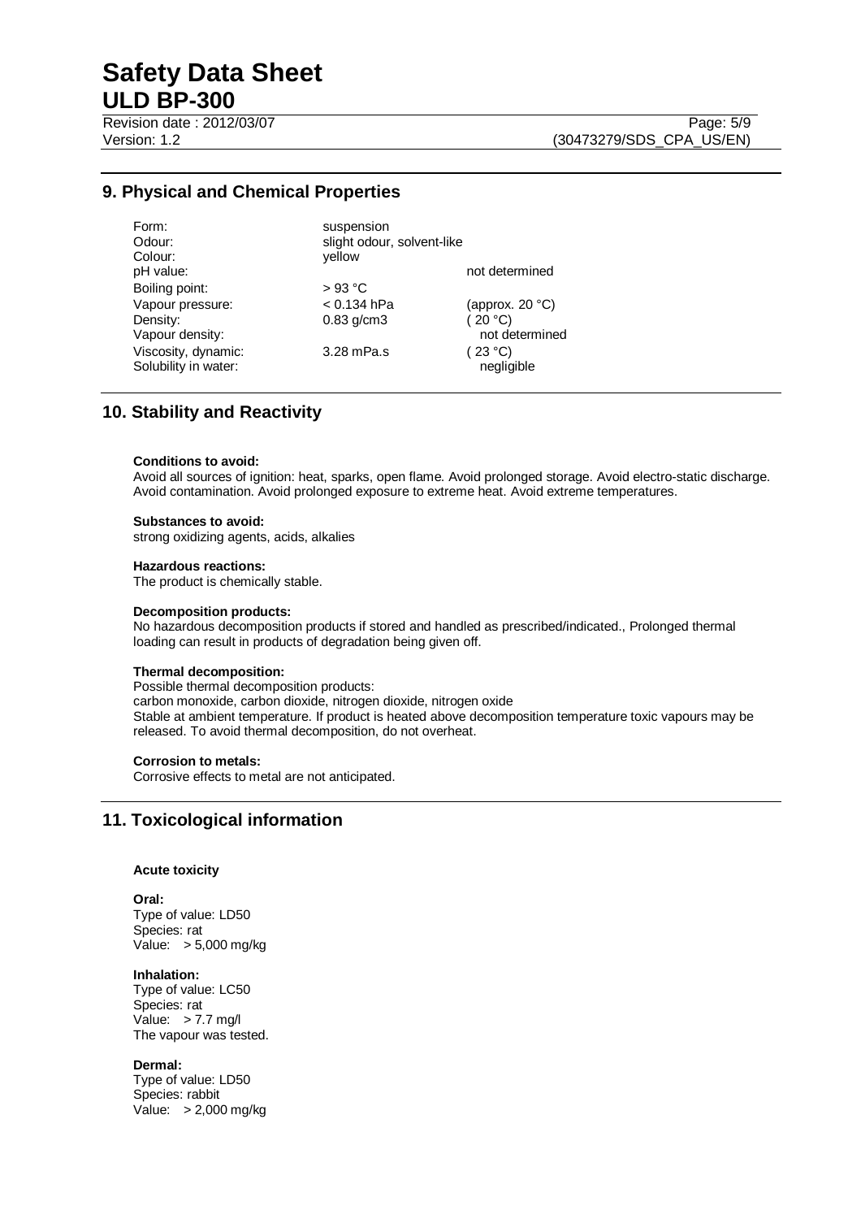## 9. Physical and Chemical Properties

| | | |
|---|---|---|
| Form: | suspension | |
| Odour: | slight odour, solvent-like | |
| Colour: | yellow | |
| pH value: | | not determined |
| Boiling point: | > 93 °C | |
| Vapour pressure: | < 0.134 hPa | (approx. 20 °C) |
| Density: | 0.83 g/cm3 | ( 20 °C) |
| Vapour density: | | not determined |
| Viscosity, dynamic: | 3.28 mPa.s | ( 23 °C) |
| Solubility in water: | | negligible |

## 10. Stability and Reactivity

**Conditions to avoid:**
Avoid all sources of ignition: heat, sparks, open flame. Avoid prolonged storage. Avoid electro-static discharge. Avoid contamination. Avoid prolonged exposure to extreme heat. Avoid extreme temperatures.

**Substances to avoid:**
strong oxidizing agents, acids, alkalies

**Hazardous reactions:**
The product is chemically stable.

**Decomposition products:**
No hazardous decomposition products if stored and handled as prescribed/indicated., Prolonged thermal loading can result in products of degradation being given off.

**Thermal decomposition:**
Possible thermal decomposition products:
carbon monoxide, carbon dioxide, nitrogen dioxide, nitrogen oxide
Stable at ambient temperature. If product is heated above decomposition temperature toxic vapours may be released. To avoid thermal decomposition, do not overheat.

**Corrosion to metals:**
Corrosive effects to metal are not anticipated.

## 11. Toxicological information

**Acute toxicity**

**Oral:**
Type of value: LD50
Species: rat
Value: > 5,000 mg/kg

**Inhalation:**
Type of value: LC50
Species: rat
Value: > 7.7 mg/l
The vapour was tested.

**Dermal:**
Type of value: LD50
Species: rabbit
Value: > 2,000 mg/kg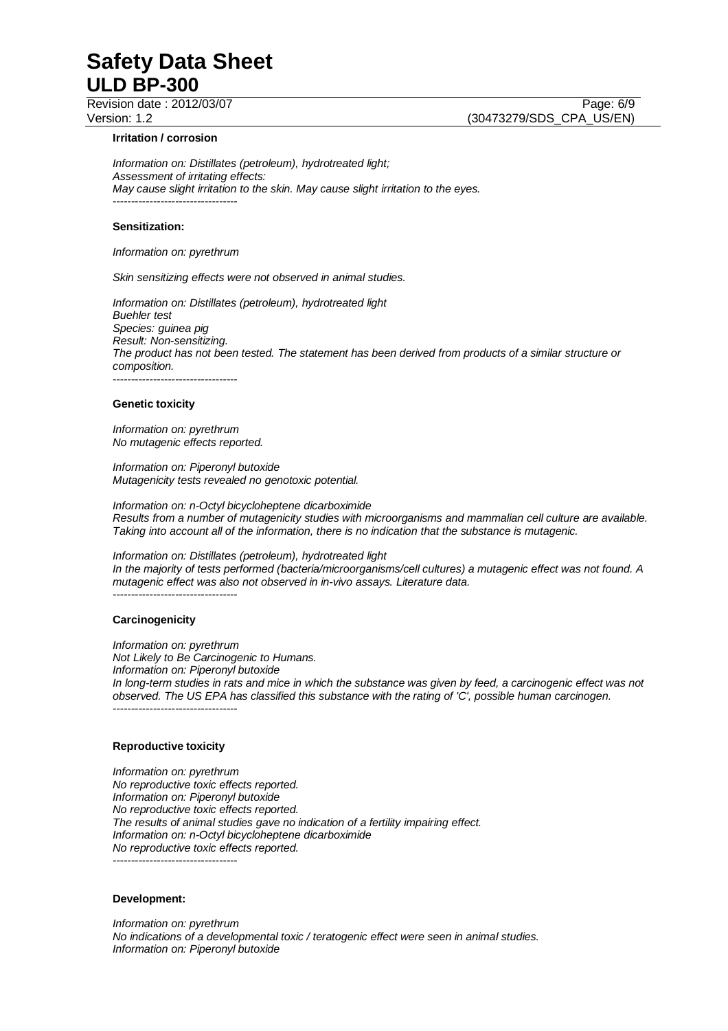**Irritation / corrosion**

*Information on: Distillates (petroleum), hydrotreated light;*
*Assessment of irritating effects:*
*May cause slight irritation to the skin. May cause slight irritation to the eyes.*

----------------------------------

**Sensitization:**

*Information on: pyrethrum*

*Skin sensitizing effects were not observed in animal studies.*

*Information on: Distillates (petroleum), hydrotreated light*
*Buehler test*
*Species: guinea pig*
*Result: Non-sensitizing.*
*The product has not been tested. The statement has been derived from products of a similar structure or composition.*

----------------------------------

**Genetic toxicity**

*Information on: pyrethrum*
*No mutagenic effects reported.*

*Information on: Piperonyl butoxide*
*Mutagenicity tests revealed no genotoxic potential.*

*Information on: n-Octyl bicycloheptene dicarboximide*
*Results from a number of mutagenicity studies with microorganisms and mammalian cell culture are available. Taking into account all of the information, there is no indication that the substance is mutagenic.*

*Information on: Distillates (petroleum), hydrotreated light*
*In the majority of tests performed (bacteria/microorganisms/cell cultures) a mutagenic effect was not found. A mutagenic effect was also not observed in in-vivo assays. Literature data.*

----------------------------------

**Carcinogenicity**

*Information on: pyrethrum*
*Not Likely to Be Carcinogenic to Humans.*
*Information on: Piperonyl butoxide*
*In long-term studies in rats and mice in which the substance was given by feed, a carcinogenic effect was not observed. The US EPA has classified this substance with the rating of 'C', possible human carcinogen.*

----------------------------------

**Reproductive toxicity**

*Information on: pyrethrum*
*No reproductive toxic effects reported.*
*Information on: Piperonyl butoxide*
*No reproductive toxic effects reported.*
*The results of animal studies gave no indication of a fertility impairing effect.*
*Information on: n-Octyl bicycloheptene dicarboximide*
*No reproductive toxic effects reported.*

----------------------------------

**Development:**

*Information on: pyrethrum*
*No indications of a developmental toxic / teratogenic effect were seen in animal studies.*
*Information on: Piperonyl butoxide*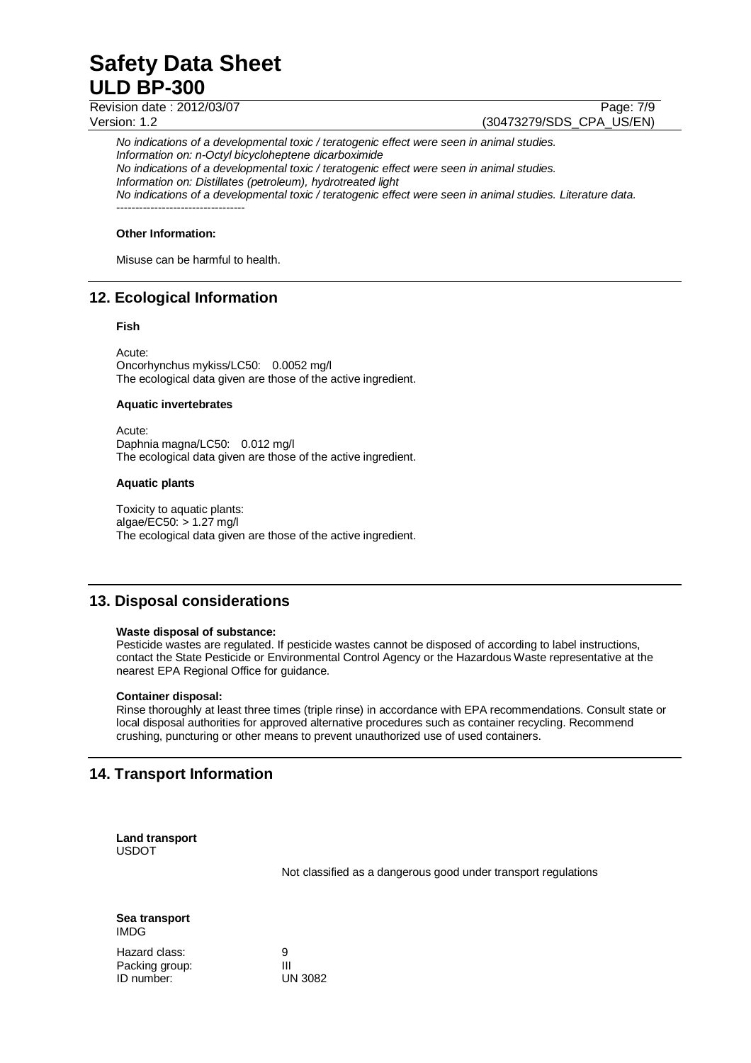*No indications of a developmental toxic / teratogenic effect were seen in animal studies.*
*Information on: n-Octyl bicycloheptene dicarboximide*
*No indications of a developmental toxic / teratogenic effect were seen in animal studies.*
*Information on: Distillates (petroleum), hydrotreated light*
*No indications of a developmental toxic / teratogenic effect were seen in animal studies. Literature data.*
----------------------------------

**Other Information:**

Misuse can be harmful to health.

## 12. Ecological Information

**Fish**

Acute:
Oncorhynchus mykiss/LC50: 0.0052 mg/l
The ecological data given are those of the active ingredient.

**Aquatic invertebrates**

Acute:
Daphnia magna/LC50: 0.012 mg/l
The ecological data given are those of the active ingredient.

**Aquatic plants**

Toxicity to aquatic plants:
algae/EC50: > 1.27 mg/l
The ecological data given are those of the active ingredient.

## 13. Disposal considerations

**Waste disposal of substance:**
Pesticide wastes are regulated. If pesticide wastes cannot be disposed of according to label instructions, contact the State Pesticide or Environmental Control Agency or the Hazardous Waste representative at the nearest EPA Regional Office for guidance.

**Container disposal:**
Rinse thoroughly at least three times (triple rinse) in accordance with EPA recommendations. Consult state or local disposal authorities for approved alternative procedures such as container recycling. Recommend crushing, puncturing or other means to prevent unauthorized use of used containers.

## 14. Transport Information

**Land transport**
USDOT

Not classified as a dangerous good under transport regulations

**Sea transport**
IMDG

| | |
|---|---|
| Hazard class: | 9 |
| Packing group: | III |
| ID number: | UN 3082 |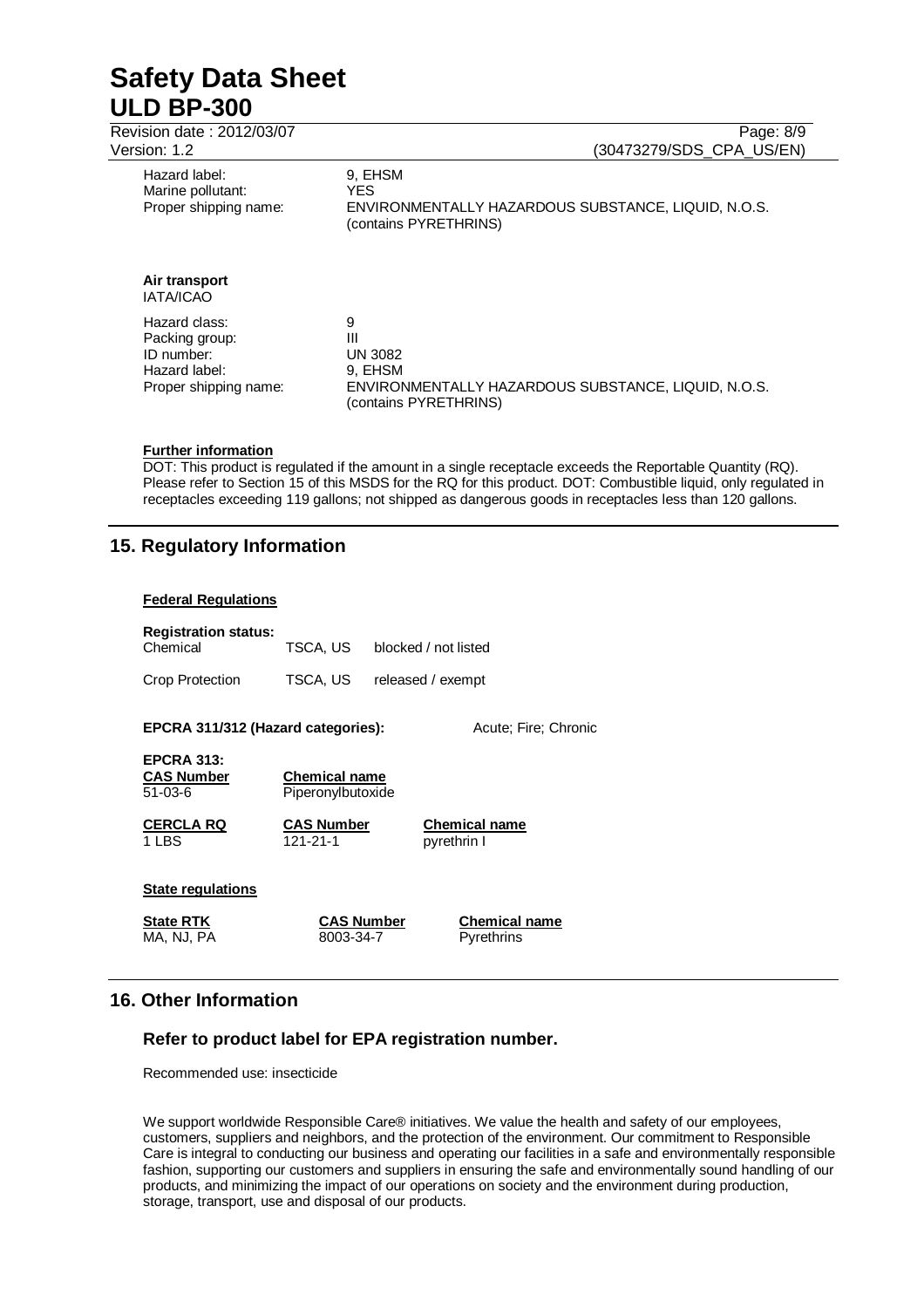| | |
|---|---|
| Hazard label: | 9, EHSM |
| Marine pollutant: | YES |
| Proper shipping name: | ENVIRONMENTALLY HAZARDOUS SUBSTANCE, LIQUID, N.O.S. (contains PYRETHRINS) |

**Air transport**
IATA/ICAO

| | |
|---|---|
| Hazard class: | 9 |
| Packing group: | III |
| ID number: | UN 3082 |
| Hazard label: | 9, EHSM |
| Proper shipping name: | ENVIRONMENTALLY HAZARDOUS SUBSTANCE, LIQUID, N.O.S. (contains PYRETHRINS) |

**Further information**

DOT: This product is regulated if the amount in a single receptacle exceeds the Reportable Quantity (RQ). Please refer to Section 15 of this MSDS for the RQ for this product. DOT: Combustible liquid, only regulated in receptacles exceeding 119 gallons; not shipped as dangerous goods in receptacles less than 120 gallons.

## 15. Regulatory Information

**Federal Regulations**

**Registration status:**

| | | |
|---|---|---|
| Chemical | TSCA, US | blocked / not listed |
| Crop Protection | TSCA, US | released / exempt |

**EPCRA 311/312 (Hazard categories):** Acute; Fire; Chronic

**EPCRA 313:**

| CAS Number | Chemical name |
|---|---|
| 51-03-6 | Piperonylbutoxide |

| CERCLA RQ | CAS Number | Chemical name |
|---|---|---|
| 1 LBS | 121-21-1 | pyrethrin I |

**State regulations**

| State RTK | CAS Number | Chemical name |
|---|---|---|
| MA, NJ, PA | 8003-34-7 | Pyrethrins |

## 16. Other Information

### Refer to product label for EPA registration number.

Recommended use: insecticide

We support worldwide Responsible Care® initiatives. We value the health and safety of our employees, customers, suppliers and neighbors, and the protection of the environment. Our commitment to Responsible Care is integral to conducting our business and operating our facilities in a safe and environmentally responsible fashion, supporting our customers and suppliers in ensuring the safe and environmentally sound handling of our products, and minimizing the impact of our operations on society and the environment during production, storage, transport, use and disposal of our products.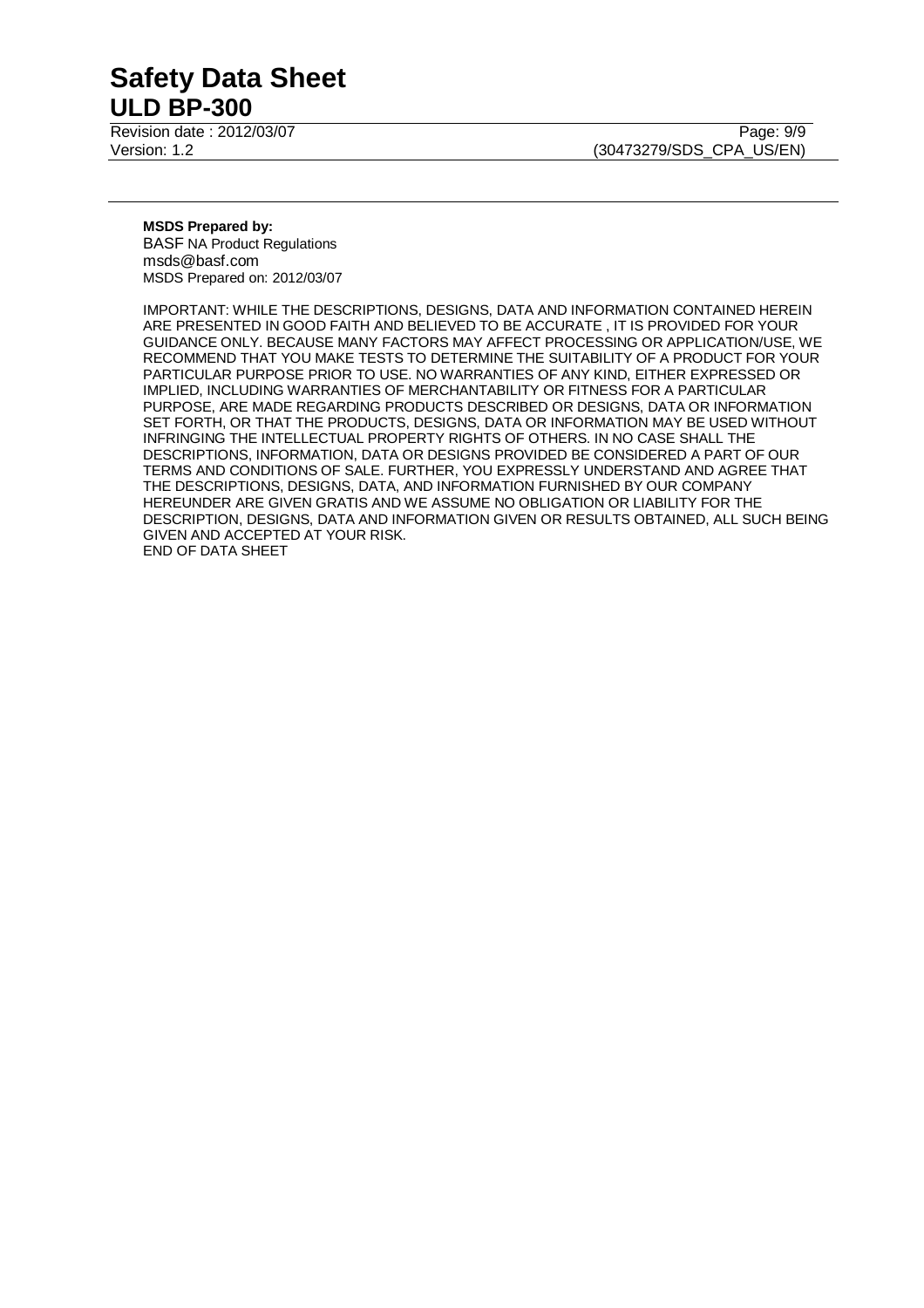**MSDS Prepared by:**
BASF NA Product Regulations
msds@basf.com
MSDS Prepared on: 2012/03/07

IMPORTANT: WHILE THE DESCRIPTIONS, DESIGNS, DATA AND INFORMATION CONTAINED HEREIN ARE PRESENTED IN GOOD FAITH AND BELIEVED TO BE ACCURATE , IT IS PROVIDED FOR YOUR GUIDANCE ONLY. BECAUSE MANY FACTORS MAY AFFECT PROCESSING OR APPLICATION/USE, WE RECOMMEND THAT YOU MAKE TESTS TO DETERMINE THE SUITABILITY OF A PRODUCT FOR YOUR PARTICULAR PURPOSE PRIOR TO USE. NO WARRANTIES OF ANY KIND, EITHER EXPRESSED OR IMPLIED, INCLUDING WARRANTIES OF MERCHANTABILITY OR FITNESS FOR A PARTICULAR PURPOSE, ARE MADE REGARDING PRODUCTS DESCRIBED OR DESIGNS, DATA OR INFORMATION SET FORTH, OR THAT THE PRODUCTS, DESIGNS, DATA OR INFORMATION MAY BE USED WITHOUT INFRINGING THE INTELLECTUAL PROPERTY RIGHTS OF OTHERS. IN NO CASE SHALL THE DESCRIPTIONS, INFORMATION, DATA OR DESIGNS PROVIDED BE CONSIDERED A PART OF OUR TERMS AND CONDITIONS OF SALE. FURTHER, YOU EXPRESSLY UNDERSTAND AND AGREE THAT THE DESCRIPTIONS, DESIGNS, DATA, AND INFORMATION FURNISHED BY OUR COMPANY HEREUNDER ARE GIVEN GRATIS AND WE ASSUME NO OBLIGATION OR LIABILITY FOR THE DESCRIPTION, DESIGNS, DATA AND INFORMATION GIVEN OR RESULTS OBTAINED, ALL SUCH BEING GIVEN AND ACCEPTED AT YOUR RISK.
END OF DATA SHEET